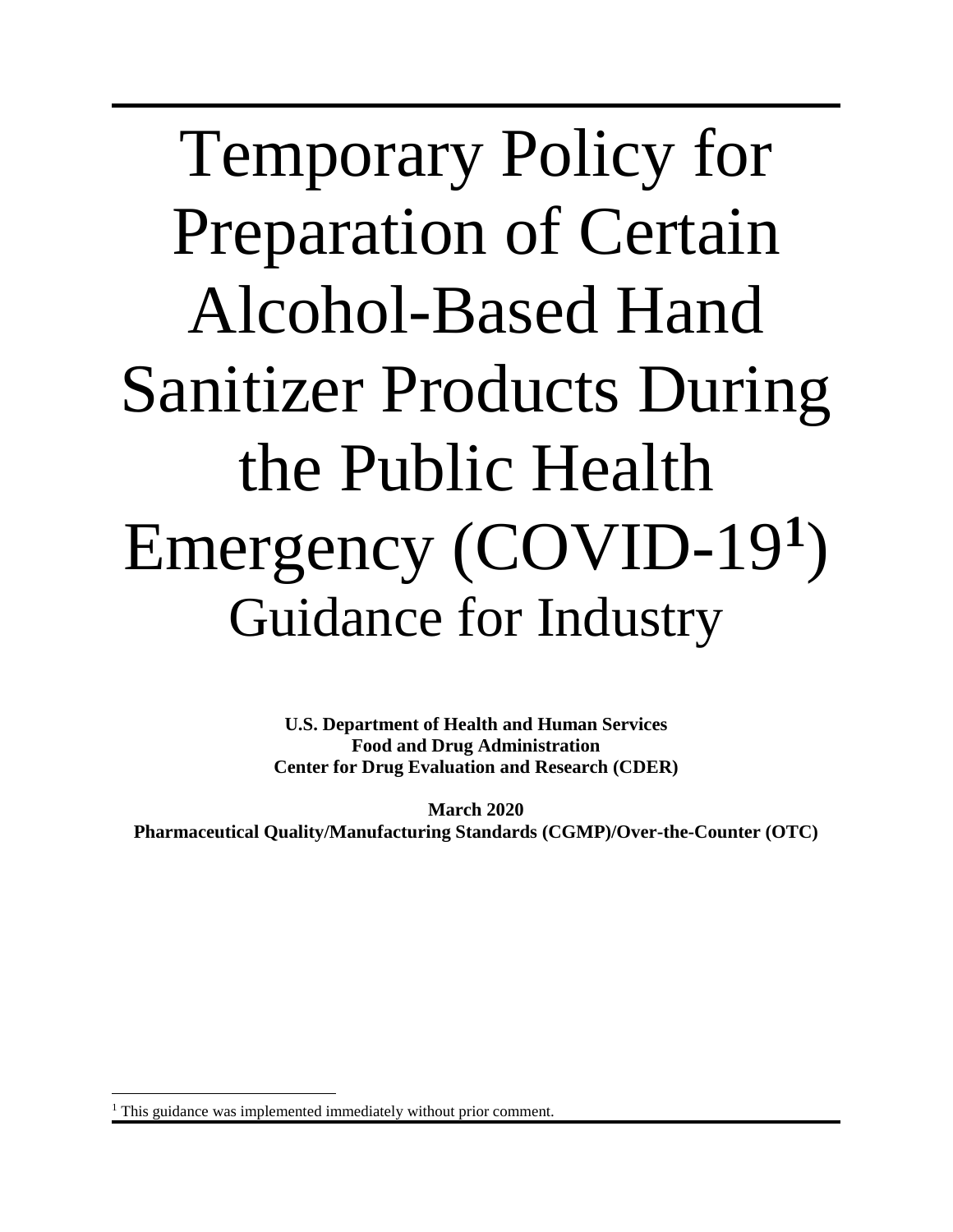# Temporary Policy for Preparation of Certain Alcohol-Based Hand Sanitizer Products During the Public Health Emergency (COVID-19[1])

## Guidance for Industry

**U.S. Department of Health and Human Services**
**Food and Drug Administration**
**Center for Drug Evaluation and Research (CDER)**

**March 2020**
**Pharmaceutical Quality/Manufacturing Standards (CGMP)/Over-the-Counter (OTC)**

[1] This guidance was implemented immediately without prior comment.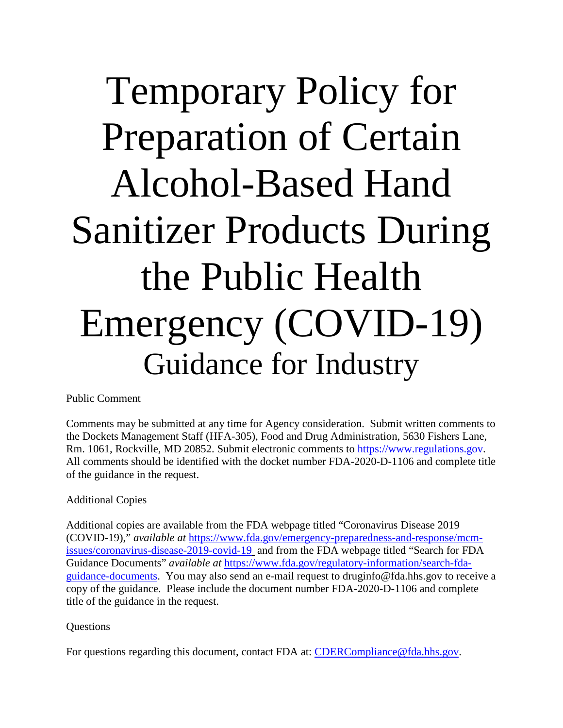# Temporary Policy for Preparation of Certain Alcohol-Based Hand Sanitizer Products During the Public Health Emergency (COVID-19)

## Guidance for Industry

Public Comment

Comments may be submitted at any time for Agency consideration. Submit written comments to the Dockets Management Staff (HFA-305), Food and Drug Administration, 5630 Fishers Lane, Rm. 1061, Rockville, MD 20852. Submit electronic comments to https://www.regulations.gov. All comments should be identified with the docket number FDA-2020-D-1106 and complete title of the guidance in the request.

Additional Copies

Additional copies are available from the FDA webpage titled "Coronavirus Disease 2019 (COVID-19)," *available at* https://www.fda.gov/emergency-preparedness-and-response/mcm-issues/coronavirus-disease-2019-covid-19 and from the FDA webpage titled "Search for FDA Guidance Documents" *available at* https://www.fda.gov/regulatory-information/search-fda-guidance-documents. You may also send an e-mail request to druginfo@fda.hhs.gov to receive a copy of the guidance. Please include the document number FDA-2020-D-1106 and complete title of the guidance in the request.

Questions

For questions regarding this document, contact FDA at: CDERCompliance@fda.hhs.gov.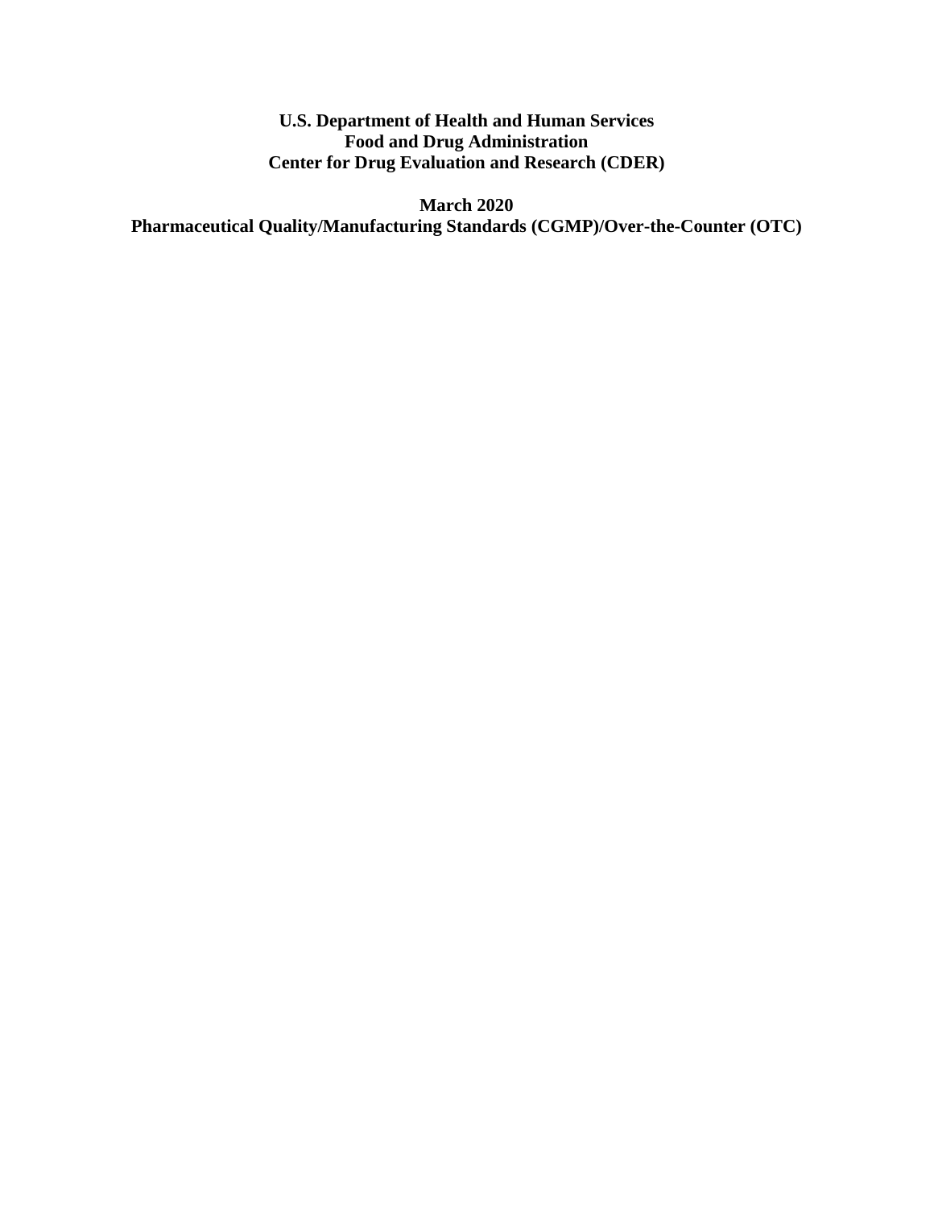**U.S. Department of Health and Human Services**
**Food and Drug Administration**
**Center for Drug Evaluation and Research (CDER)**

**March 2020**
**Pharmaceutical Quality/Manufacturing Standards (CGMP)/Over-the-Counter (OTC)**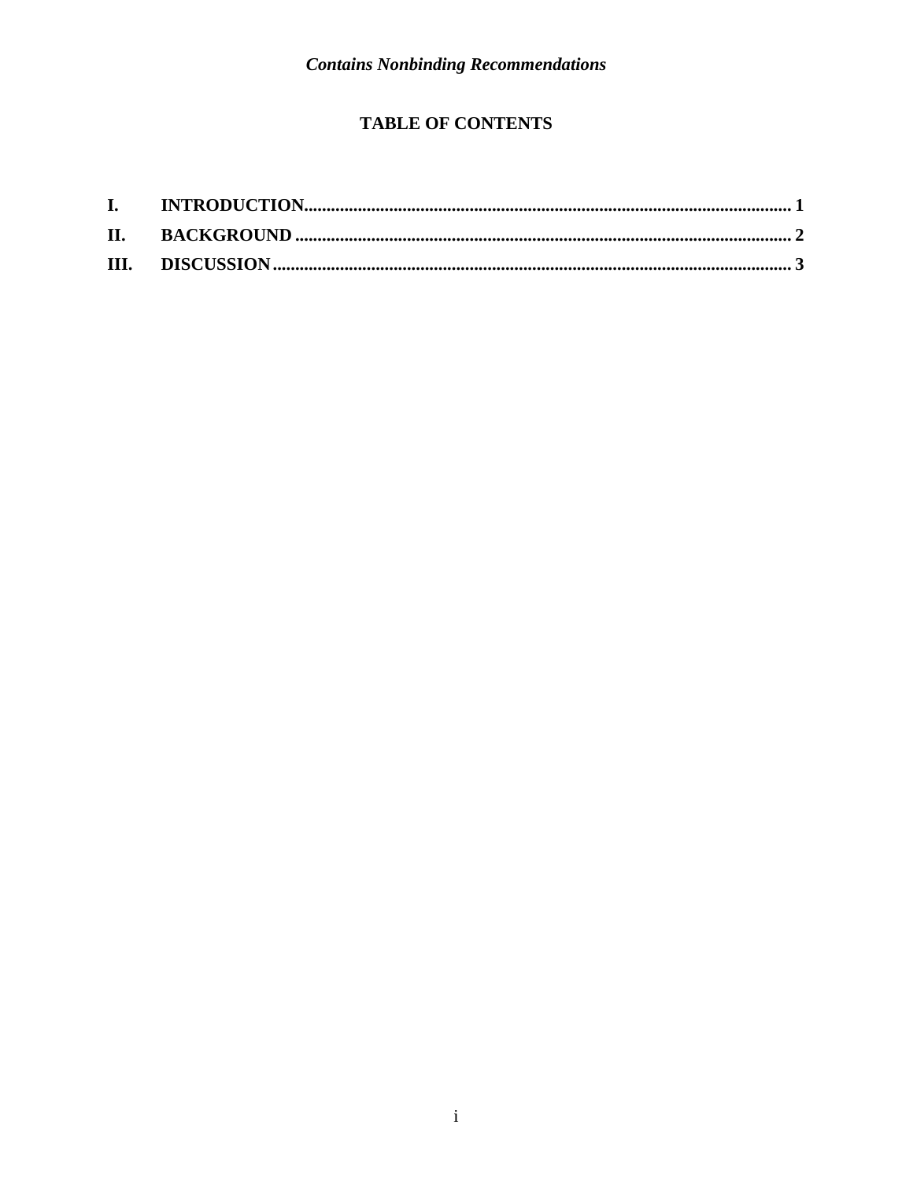## TABLE OF CONTENTS

I. INTRODUCTION............................................................................................................ 1

II. BACKGROUND ............................................................................................................ 2

III. DISCUSSION.................................................................................................................. 3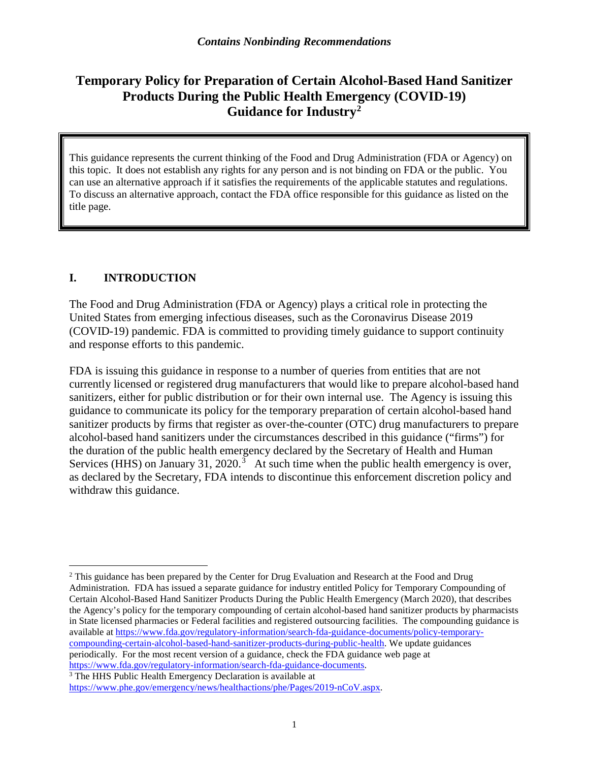*Contains Nonbinding Recommendations*

# Temporary Policy for Preparation of Certain Alcohol-Based Hand Sanitizer Products During the Public Health Emergency (COVID-19) Guidance for Industry[2]

This guidance represents the current thinking of the Food and Drug Administration (FDA or Agency) on this topic. It does not establish any rights for any person and is not binding on FDA or the public. You can use an alternative approach if it satisfies the requirements of the applicable statutes and regulations. To discuss an alternative approach, contact the FDA office responsible for this guidance as listed on the title page.

## I. INTRODUCTION

The Food and Drug Administration (FDA or Agency) plays a critical role in protecting the United States from emerging infectious diseases, such as the Coronavirus Disease 2019 (COVID-19) pandemic. FDA is committed to providing timely guidance to support continuity and response efforts to this pandemic.

FDA is issuing this guidance in response to a number of queries from entities that are not currently licensed or registered drug manufacturers that would like to prepare alcohol-based hand sanitizers, either for public distribution or for their own internal use. The Agency is issuing this guidance to communicate its policy for the temporary preparation of certain alcohol-based hand sanitizer products by firms that register as over-the-counter (OTC) drug manufacturers to prepare alcohol-based hand sanitizers under the circumstances described in this guidance ("firms") for the duration of the public health emergency declared by the Secretary of Health and Human Services (HHS) on January 31, 2020.[3] At such time when the public health emergency is over, as declared by the Secretary, FDA intends to discontinue this enforcement discretion policy and withdraw this guidance.

---

[2] This guidance has been prepared by the Center for Drug Evaluation and Research at the Food and Drug Administration. FDA has issued a separate guidance for industry entitled Policy for Temporary Compounding of Certain Alcohol-Based Hand Sanitizer Products During the Public Health Emergency (March 2020), that describes the Agency's policy for the temporary compounding of certain alcohol-based hand sanitizer products by pharmacists in State licensed pharmacies or Federal facilities and registered outsourcing facilities. The compounding guidance is available at https://www.fda.gov/regulatory-information/search-fda-guidance-documents/policy-temporary-compounding-certain-alcohol-based-hand-sanitizer-products-during-public-health. We update guidances periodically. For the most recent version of a guidance, check the FDA guidance web page at https://www.fda.gov/regulatory-information/search-fda-guidance-documents.

[3] The HHS Public Health Emergency Declaration is available at https://www.phe.gov/emergency/news/healthactions/phe/Pages/2019-nCoV.aspx.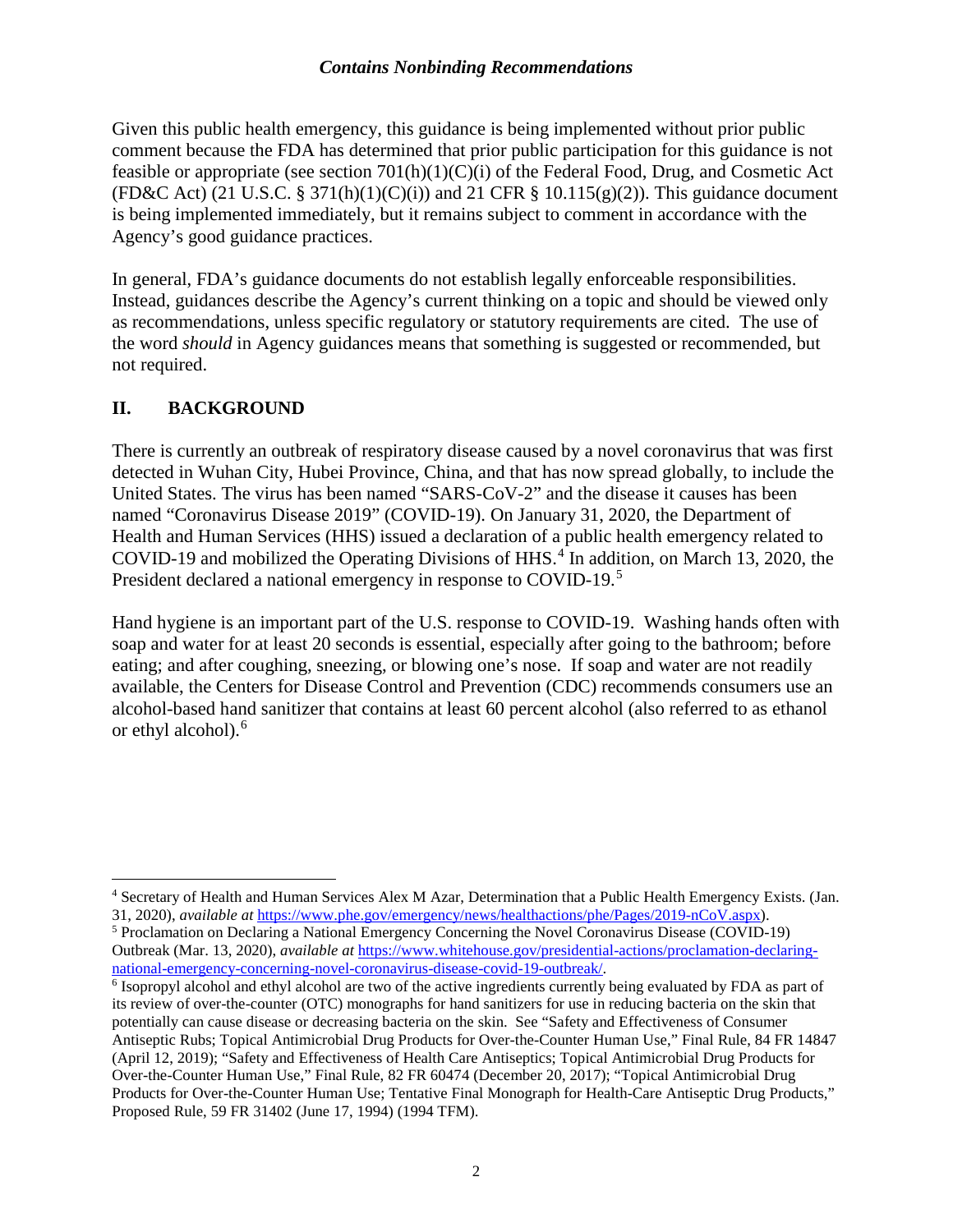Given this public health emergency, this guidance is being implemented without prior public comment because the FDA has determined that prior public participation for this guidance is not feasible or appropriate (see section 701(h)(1)(C)(i) of the Federal Food, Drug, and Cosmetic Act (FD&C Act) (21 U.S.C. § 371(h)(1)(C)(i)) and 21 CFR § 10.115(g)(2)). This guidance document is being implemented immediately, but it remains subject to comment in accordance with the Agency's good guidance practices.

In general, FDA's guidance documents do not establish legally enforceable responsibilities. Instead, guidances describe the Agency's current thinking on a topic and should be viewed only as recommendations, unless specific regulatory or statutory requirements are cited. The use of the word *should* in Agency guidances means that something is suggested or recommended, but not required.

## II. BACKGROUND

There is currently an outbreak of respiratory disease caused by a novel coronavirus that was first detected in Wuhan City, Hubei Province, China, and that has now spread globally, to include the United States. The virus has been named "SARS-CoV-2" and the disease it causes has been named "Coronavirus Disease 2019" (COVID-19). On January 31, 2020, the Department of Health and Human Services (HHS) issued a declaration of a public health emergency related to COVID-19 and mobilized the Operating Divisions of HHS.[4] In addition, on March 13, 2020, the President declared a national emergency in response to COVID-19.[5]

Hand hygiene is an important part of the U.S. response to COVID-19. Washing hands often with soap and water for at least 20 seconds is essential, especially after going to the bathroom; before eating; and after coughing, sneezing, or blowing one's nose. If soap and water are not readily available, the Centers for Disease Control and Prevention (CDC) recommends consumers use an alcohol-based hand sanitizer that contains at least 60 percent alcohol (also referred to as ethanol or ethyl alcohol).[6]

---

[4] Secretary of Health and Human Services Alex M Azar, Determination that a Public Health Emergency Exists. (Jan. 31, 2020), *available at* https://www.phe.gov/emergency/news/healthactions/phe/Pages/2019-nCoV.aspx).

[5] Proclamation on Declaring a National Emergency Concerning the Novel Coronavirus Disease (COVID-19) Outbreak (Mar. 13, 2020), *available at* https://www.whitehouse.gov/presidential-actions/proclamation-declaring-national-emergency-concerning-novel-coronavirus-disease-covid-19-outbreak/.

[6] Isopropyl alcohol and ethyl alcohol are two of the active ingredients currently being evaluated by FDA as part of its review of over-the-counter (OTC) monographs for hand sanitizers for use in reducing bacteria on the skin that potentially can cause disease or decreasing bacteria on the skin. See "Safety and Effectiveness of Consumer Antiseptic Rubs; Topical Antimicrobial Drug Products for Over-the-Counter Human Use," Final Rule, 84 FR 14847 (April 12, 2019); "Safety and Effectiveness of Health Care Antiseptics; Topical Antimicrobial Drug Products for Over-the-Counter Human Use," Final Rule, 82 FR 60474 (December 20, 2017); "Topical Antimicrobial Drug Products for Over-the-Counter Human Use; Tentative Final Monograph for Health-Care Antiseptic Drug Products," Proposed Rule, 59 FR 31402 (June 17, 1994) (1994 TFM).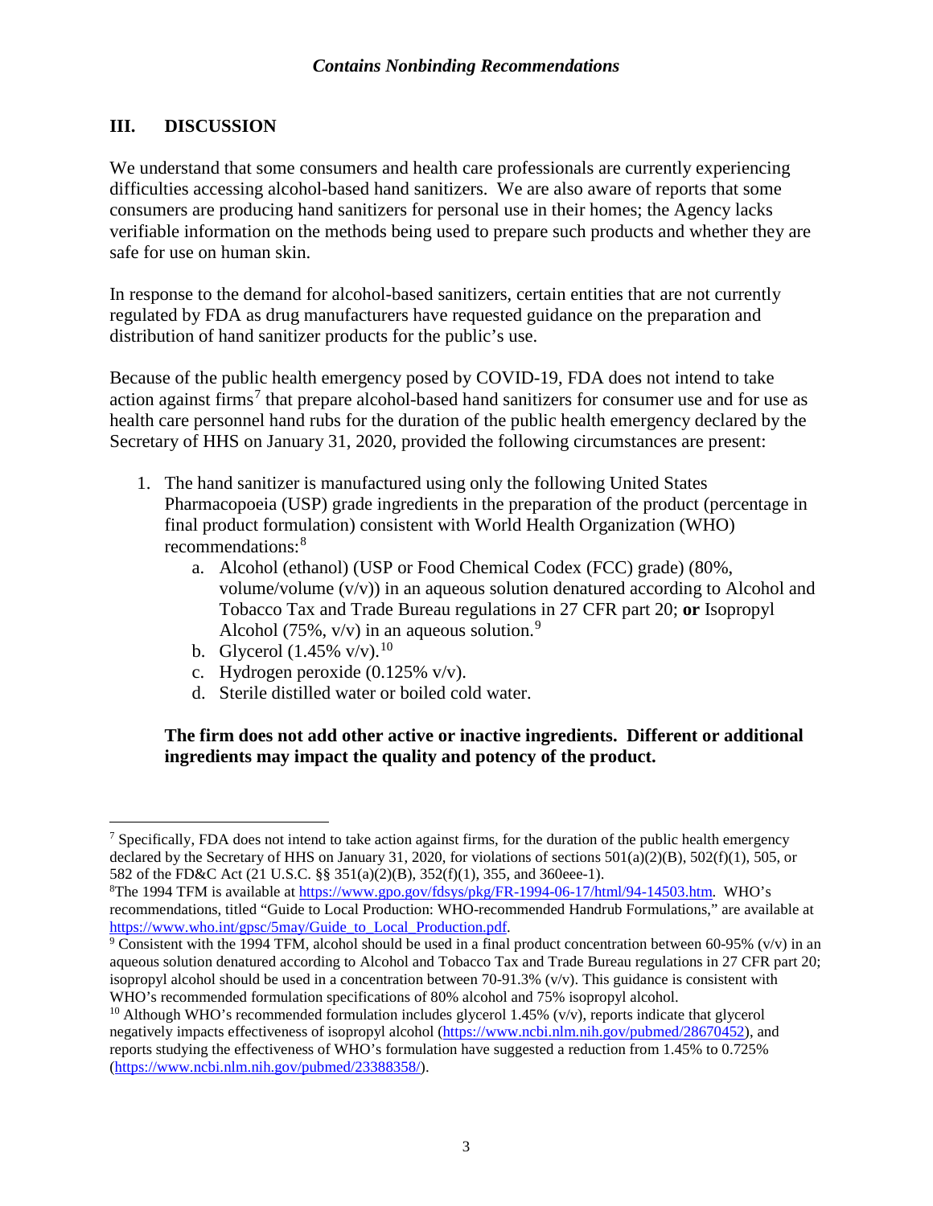## III. DISCUSSION

We understand that some consumers and health care professionals are currently experiencing difficulties accessing alcohol-based hand sanitizers. We are also aware of reports that some consumers are producing hand sanitizers for personal use in their homes; the Agency lacks verifiable information on the methods being used to prepare such products and whether they are safe for use on human skin.

In response to the demand for alcohol-based sanitizers, certain entities that are not currently regulated by FDA as drug manufacturers have requested guidance on the preparation and distribution of hand sanitizer products for the public's use.

Because of the public health emergency posed by COVID-19, FDA does not intend to take action against firms[7] that prepare alcohol-based hand sanitizers for consumer use and for use as health care personnel hand rubs for the duration of the public health emergency declared by the Secretary of HHS on January 31, 2020, provided the following circumstances are present:

1. The hand sanitizer is manufactured using only the following United States Pharmacopoeia (USP) grade ingredients in the preparation of the product (percentage in final product formulation) consistent with World Health Organization (WHO) recommendations:[8]
    a. Alcohol (ethanol) (USP or Food Chemical Codex (FCC) grade) (80%, volume/volume (v/v)) in an aqueous solution denatured according to Alcohol and Tobacco Tax and Trade Bureau regulations in 27 CFR part 20; **or** Isopropyl Alcohol (75%, v/v) in an aqueous solution.[9]
    b. Glycerol (1.45% v/v).[10]
    c. Hydrogen peroxide (0.125% v/v).
    d. Sterile distilled water or boiled cold water.

    **The firm does not add other active or inactive ingredients. Different or additional ingredients may impact the quality and potency of the product.**

---

[7] Specifically, FDA does not intend to take action against firms, for the duration of the public health emergency declared by the Secretary of HHS on January 31, 2020, for violations of sections 501(a)(2)(B), 502(f)(1), 505, or 582 of the FD&C Act (21 U.S.C. §§ 351(a)(2)(B), 352(f)(1), 355, and 360eee-1).

[8] The 1994 TFM is available at https://www.gpo.gov/fdsys/pkg/FR-1994-06-17/html/94-14503.htm. WHO's recommendations, titled "Guide to Local Production: WHO-recommended Handrub Formulations," are available at https://www.who.int/gpsc/5may/Guide_to_Local_Production.pdf.

[9] Consistent with the 1994 TFM, alcohol should be used in a final product concentration between 60-95% (v/v) in an aqueous solution denatured according to Alcohol and Tobacco Tax and Trade Bureau regulations in 27 CFR part 20; isopropyl alcohol should be used in a concentration between 70-91.3% (v/v). This guidance is consistent with WHO's recommended formulation specifications of 80% alcohol and 75% isopropyl alcohol.

[10] Although WHO's recommended formulation includes glycerol 1.45% (v/v), reports indicate that glycerol negatively impacts effectiveness of isopropyl alcohol (https://www.ncbi.nlm.nih.gov/pubmed/28670452), and reports studying the effectiveness of WHO's formulation have suggested a reduction from 1.45% to 0.725% (https://www.ncbi.nlm.nih.gov/pubmed/23388358/).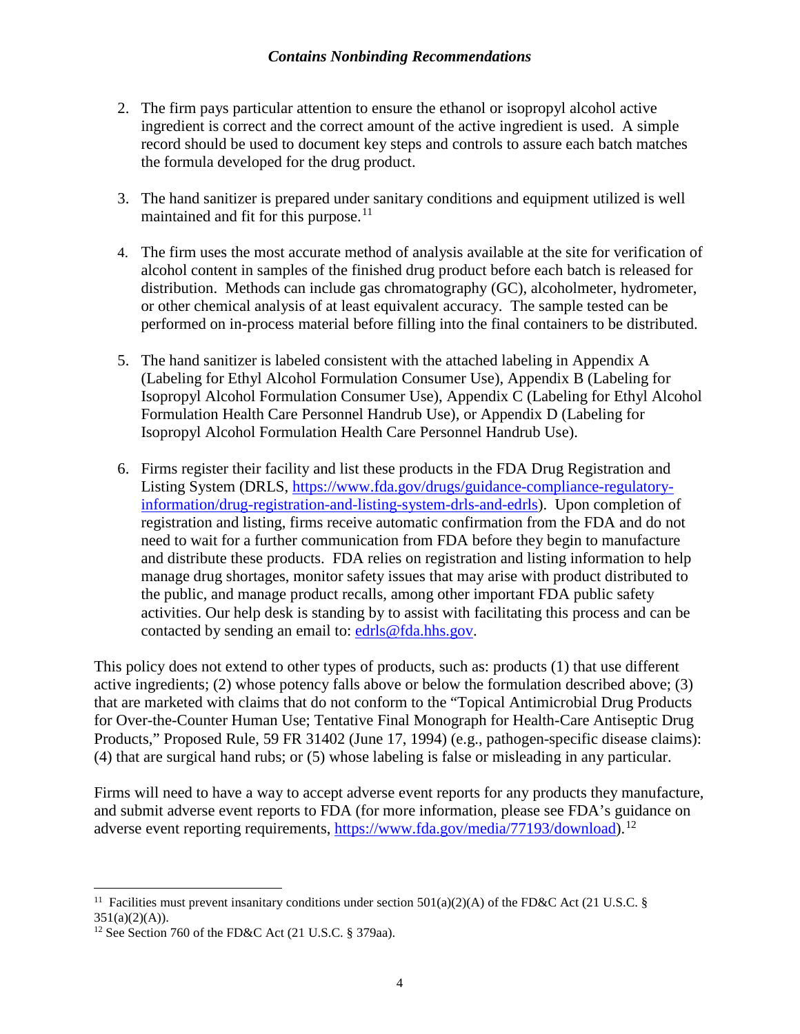2. The firm pays particular attention to ensure the ethanol or isopropyl alcohol active ingredient is correct and the correct amount of the active ingredient is used. A simple record should be used to document key steps and controls to assure each batch matches the formula developed for the drug product.

3. The hand sanitizer is prepared under sanitary conditions and equipment utilized is well maintained and fit for this purpose.[11]

4. The firm uses the most accurate method of analysis available at the site for verification of alcohol content in samples of the finished drug product before each batch is released for distribution. Methods can include gas chromatography (GC), alcoholmeter, hydrometer, or other chemical analysis of at least equivalent accuracy. The sample tested can be performed on in-process material before filling into the final containers to be distributed.

5. The hand sanitizer is labeled consistent with the attached labeling in Appendix A (Labeling for Ethyl Alcohol Formulation Consumer Use), Appendix B (Labeling for Isopropyl Alcohol Formulation Consumer Use), Appendix C (Labeling for Ethyl Alcohol Formulation Health Care Personnel Handrub Use), or Appendix D (Labeling for Isopropyl Alcohol Formulation Health Care Personnel Handrub Use).

6. Firms register their facility and list these products in the FDA Drug Registration and Listing System (DRLS, https://www.fda.gov/drugs/guidance-compliance-regulatory-information/drug-registration-and-listing-system-drls-and-edrls). Upon completion of registration and listing, firms receive automatic confirmation from the FDA and do not need to wait for a further communication from FDA before they begin to manufacture and distribute these products. FDA relies on registration and listing information to help manage drug shortages, monitor safety issues that may arise with product distributed to the public, and manage product recalls, among other important FDA public safety activities. Our help desk is standing by to assist with facilitating this process and can be contacted by sending an email to: edrls@fda.hhs.gov.

This policy does not extend to other types of products, such as: products (1) that use different active ingredients; (2) whose potency falls above or below the formulation described above; (3) that are marketed with claims that do not conform to the "Topical Antimicrobial Drug Products for Over-the-Counter Human Use; Tentative Final Monograph for Health-Care Antiseptic Drug Products," Proposed Rule, 59 FR 31402 (June 17, 1994) (e.g., pathogen-specific disease claims): (4) that are surgical hand rubs; or (5) whose labeling is false or misleading in any particular.

Firms will need to have a way to accept adverse event reports for any products they manufacture, and submit adverse event reports to FDA (for more information, please see FDA's guidance on adverse event reporting requirements, https://www.fda.gov/media/77193/download).[12]

---

[11] Facilities must prevent insanitary conditions under section 501(a)(2)(A) of the FD&C Act (21 U.S.C. § 351(a)(2)(A)).

[12] See Section 760 of the FD&C Act (21 U.S.C. § 379aa).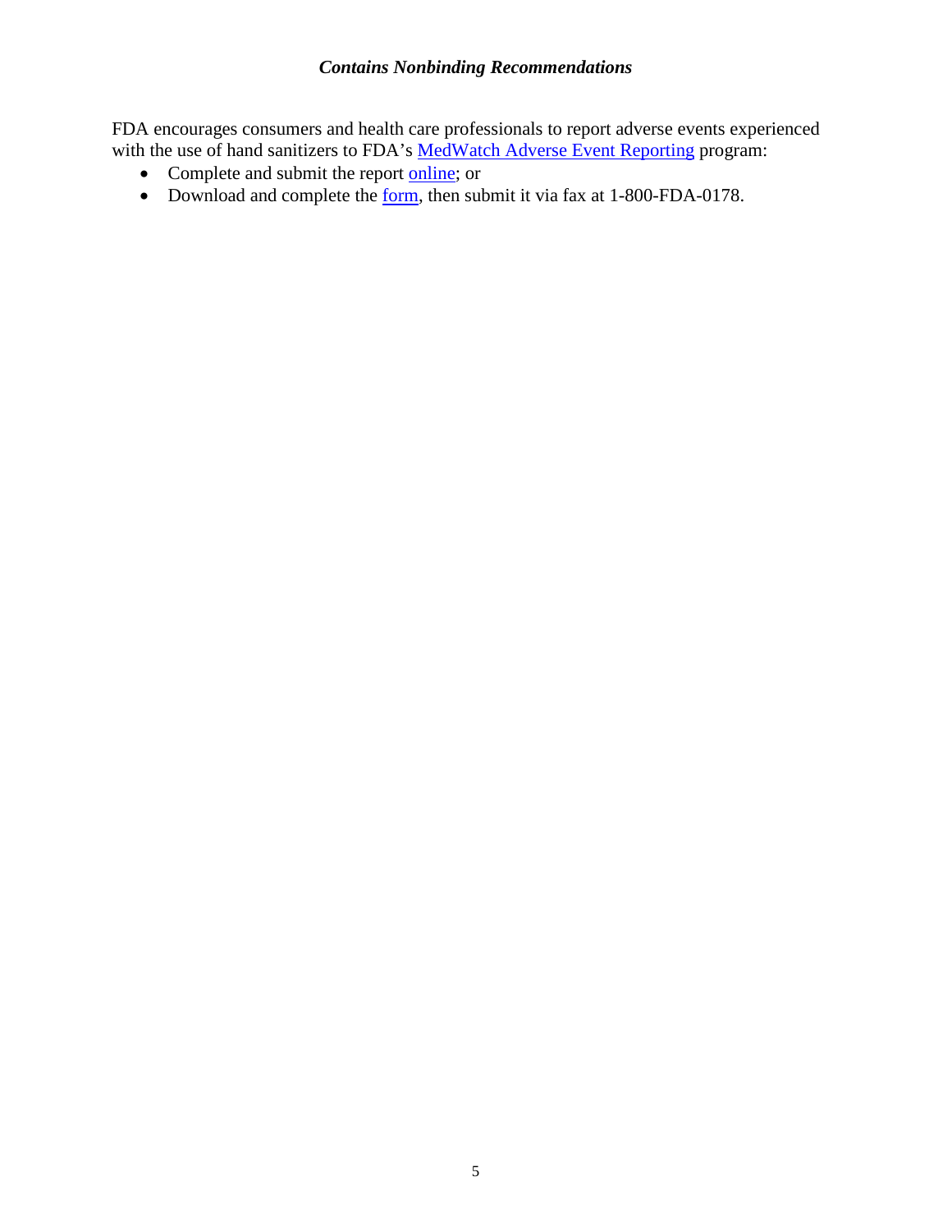FDA encourages consumers and health care professionals to report adverse events experienced with the use of hand sanitizers to FDA's MedWatch Adverse Event Reporting program:

- Complete and submit the report online; or
- Download and complete the form, then submit it via fax at 1-800-FDA-0178.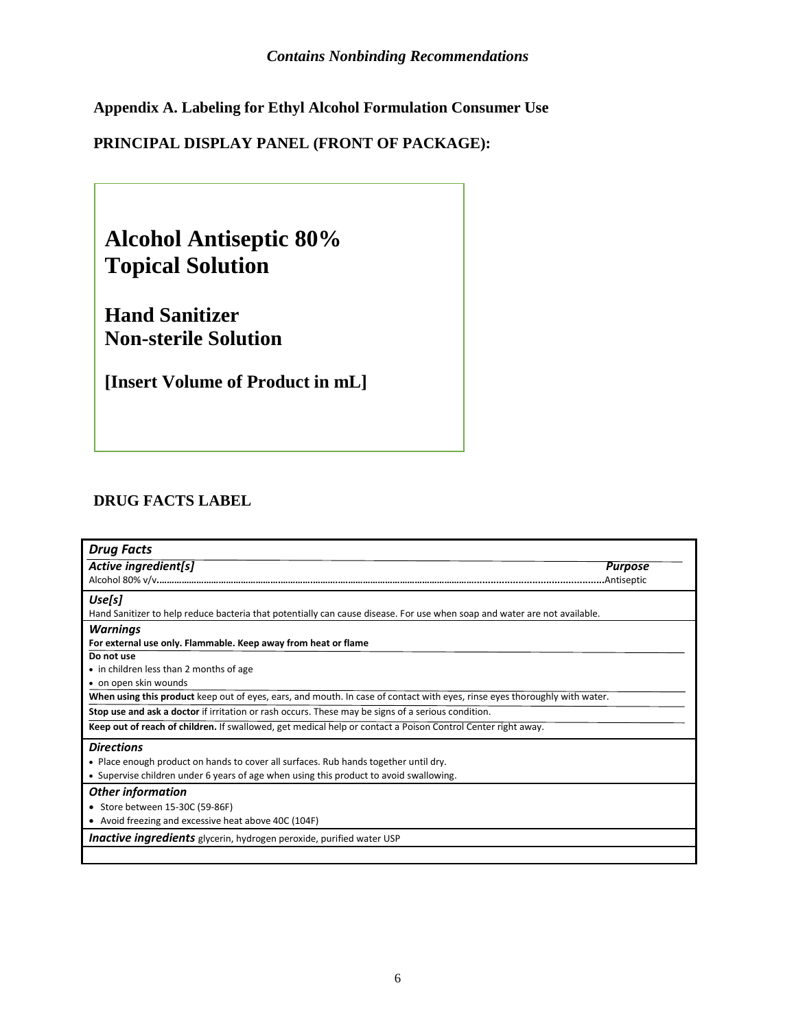## Appendix A. Labeling for Ethyl Alcohol Formulation Consumer Use

### PRINCIPAL DISPLAY PANEL (FRONT OF PACKAGE):

**Alcohol Antiseptic 80%**
**Topical Solution**

**Hand Sanitizer**
**Non-sterile Solution**

**[Insert Volume of Product in mL]**

### DRUG FACTS LABEL

***Drug Facts***

***Active ingredient[s]*** — ***Purpose***

Alcohol 80% v/v........................................................................................................Antiseptic

***Use[s]***

Hand Sanitizer to help reduce bacteria that potentially can cause disease. For use when soap and water are not available.

***Warnings***

**For external use only. Flammable. Keep away from heat or flame**

**Do not use**

- in children less than 2 months of age
- on open skin wounds

**When using this product** keep out of eyes, ears, and mouth. In case of contact with eyes, rinse eyes thoroughly with water.

**Stop use and ask a doctor** if irritation or rash occurs. These may be signs of a serious condition.

**Keep out of reach of children.** If swallowed, get medical help or contact a Poison Control Center right away.

***Directions***

- Place enough product on hands to cover all surfaces. Rub hands together until dry.
- Supervise children under 6 years of age when using this product to avoid swallowing.

***Other information***

- Store between 15-30C (59-86F)
- Avoid freezing and excessive heat above 40C (104F)

***Inactive ingredients*** glycerin, hydrogen peroxide, purified water USP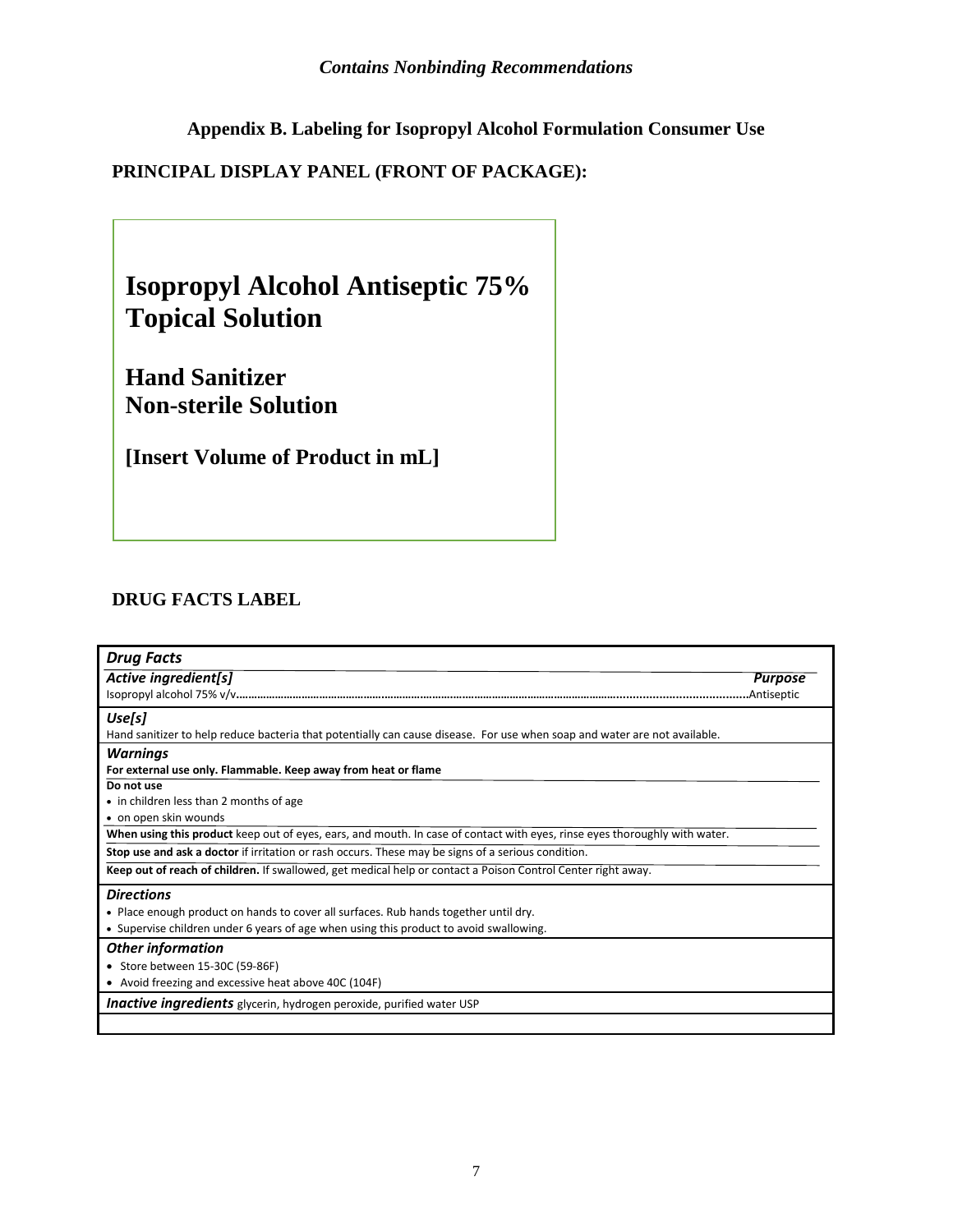*Contains Nonbinding Recommendations*

## Appendix B. Labeling for Isopropyl Alcohol Formulation Consumer Use

### PRINCIPAL DISPLAY PANEL (FRONT OF PACKAGE):

**Isopropyl Alcohol Antiseptic 75% Topical Solution**

**Hand Sanitizer**
**Non-sterile Solution**

**[Insert Volume of Product in mL]**

### DRUG FACTS LABEL

***Drug Facts***

***Active ingredient[s]*** — ***Purpose***

Isopropyl alcohol 75% v/v..........Antiseptic

***Use[s]***

Hand sanitizer to help reduce bacteria that potentially can cause disease. For use when soap and water are not available.

***Warnings***

**For external use only. Flammable. Keep away from heat or flame**

**Do not use**

- in children less than 2 months of age
- on open skin wounds

**When using this product** keep out of eyes, ears, and mouth. In case of contact with eyes, rinse eyes thoroughly with water.

**Stop use and ask a doctor** if irritation or rash occurs. These may be signs of a serious condition.

**Keep out of reach of children.** If swallowed, get medical help or contact a Poison Control Center right away.

***Directions***

- Place enough product on hands to cover all surfaces. Rub hands together until dry.
- Supervise children under 6 years of age when using this product to avoid swallowing.

***Other information***

- Store between 15-30C (59-86F)
- Avoid freezing and excessive heat above 40C (104F)

***Inactive ingredients*** glycerin, hydrogen peroxide, purified water USP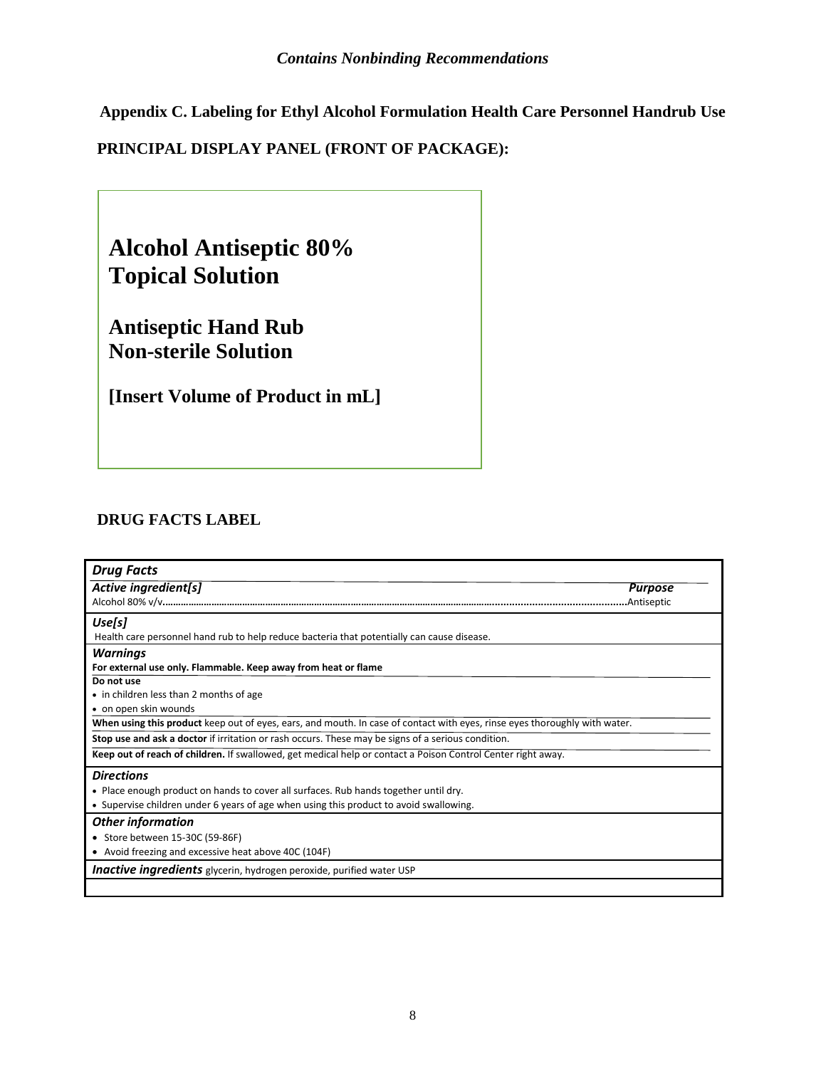*Contains Nonbinding Recommendations*

## Appendix C. Labeling for Ethyl Alcohol Formulation Health Care Personnel Handrub Use

### PRINCIPAL DISPLAY PANEL (FRONT OF PACKAGE):

**Alcohol Antiseptic 80%**
**Topical Solution**

**Antiseptic Hand Rub**
**Non-sterile Solution**

**[Insert Volume of Product in mL]**

### DRUG FACTS LABEL

***Drug Facts***

***Active ingredient[s]*** — ***Purpose***

Alcohol 80% v/v……………………………………………………………………………………Antiseptic

***Use[s]***

Health care personnel hand rub to help reduce bacteria that potentially can cause disease.

***Warnings***

**For external use only. Flammable. Keep away from heat or flame**

**Do not use**

- in children less than 2 months of age
- on open skin wounds

**When using this product** keep out of eyes, ears, and mouth. In case of contact with eyes, rinse eyes thoroughly with water.

**Stop use and ask a doctor** if irritation or rash occurs. These may be signs of a serious condition.

**Keep out of reach of children.** If swallowed, get medical help or contact a Poison Control Center right away.

***Directions***

- Place enough product on hands to cover all surfaces. Rub hands together until dry.
- Supervise children under 6 years of age when using this product to avoid swallowing.

***Other information***

- Store between 15-30C (59-86F)
- Avoid freezing and excessive heat above 40C (104F)

***Inactive ingredients*** glycerin, hydrogen peroxide, purified water USP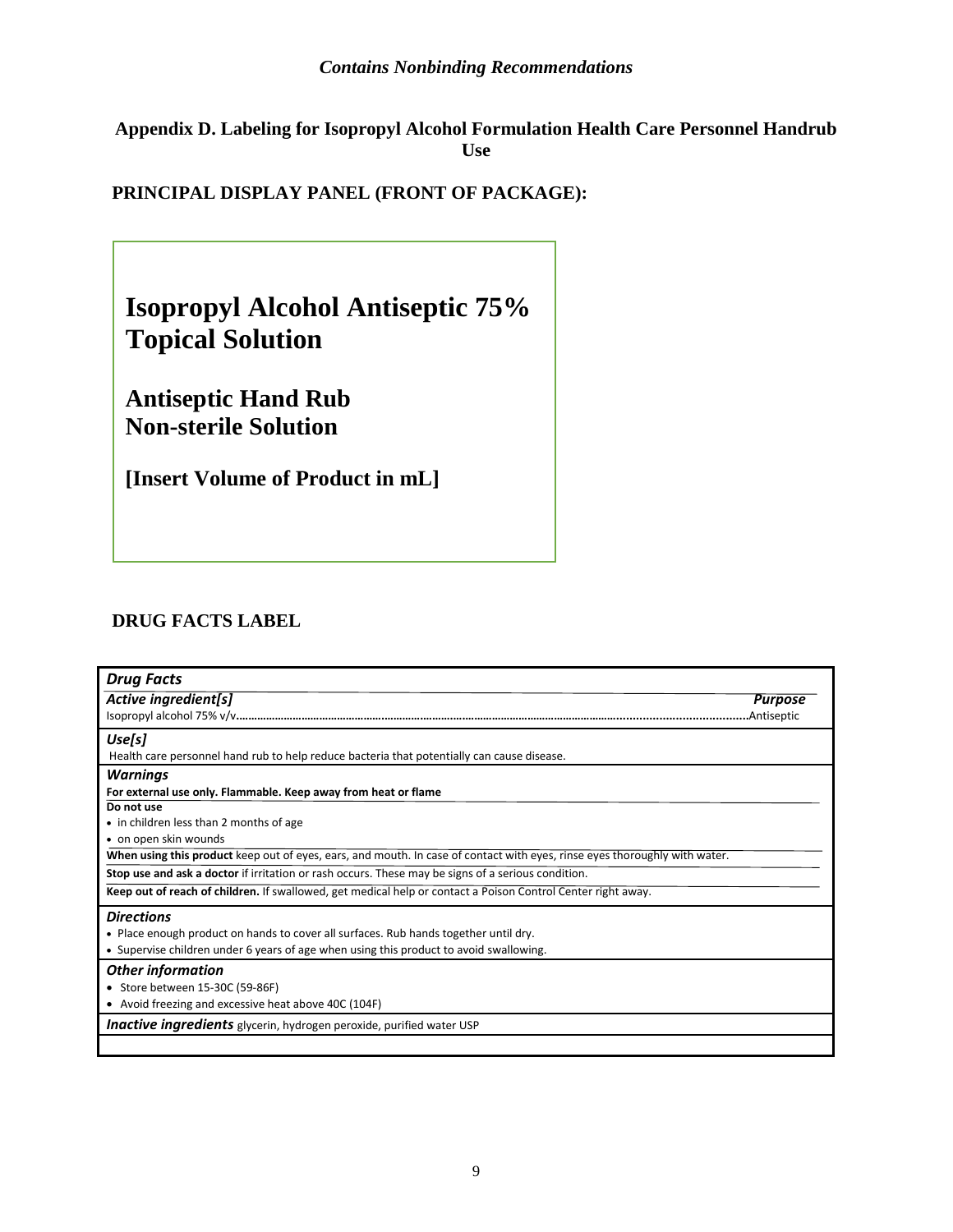*Contains Nonbinding Recommendations*

## Appendix D. Labeling for Isopropyl Alcohol Formulation Health Care Personnel Handrub Use

### PRINCIPAL DISPLAY PANEL (FRONT OF PACKAGE):

**Isopropyl Alcohol Antiseptic 75% Topical Solution**

**Antiseptic Hand Rub**
**Non-sterile Solution**

**[Insert Volume of Product in mL]**

### DRUG FACTS LABEL

***Drug Facts***

***Active ingredient[s]*** — ***Purpose***

Isopropyl alcohol 75% v/v.......................................................Antiseptic

***Use[s]***

Health care personnel hand rub to help reduce bacteria that potentially can cause disease.

***Warnings***

**For external use only. Flammable. Keep away from heat or flame**

**Do not use**

- in children less than 2 months of age
- on open skin wounds

**When using this product** keep out of eyes, ears, and mouth. In case of contact with eyes, rinse eyes thoroughly with water.

**Stop use and ask a doctor** if irritation or rash occurs. These may be signs of a serious condition.

**Keep out of reach of children.** If swallowed, get medical help or contact a Poison Control Center right away.

***Directions***

- Place enough product on hands to cover all surfaces. Rub hands together until dry.
- Supervise children under 6 years of age when using this product to avoid swallowing.

***Other information***

- Store between 15-30C (59-86F)
- Avoid freezing and excessive heat above 40C (104F)

***Inactive ingredients*** glycerin, hydrogen peroxide, purified water USP